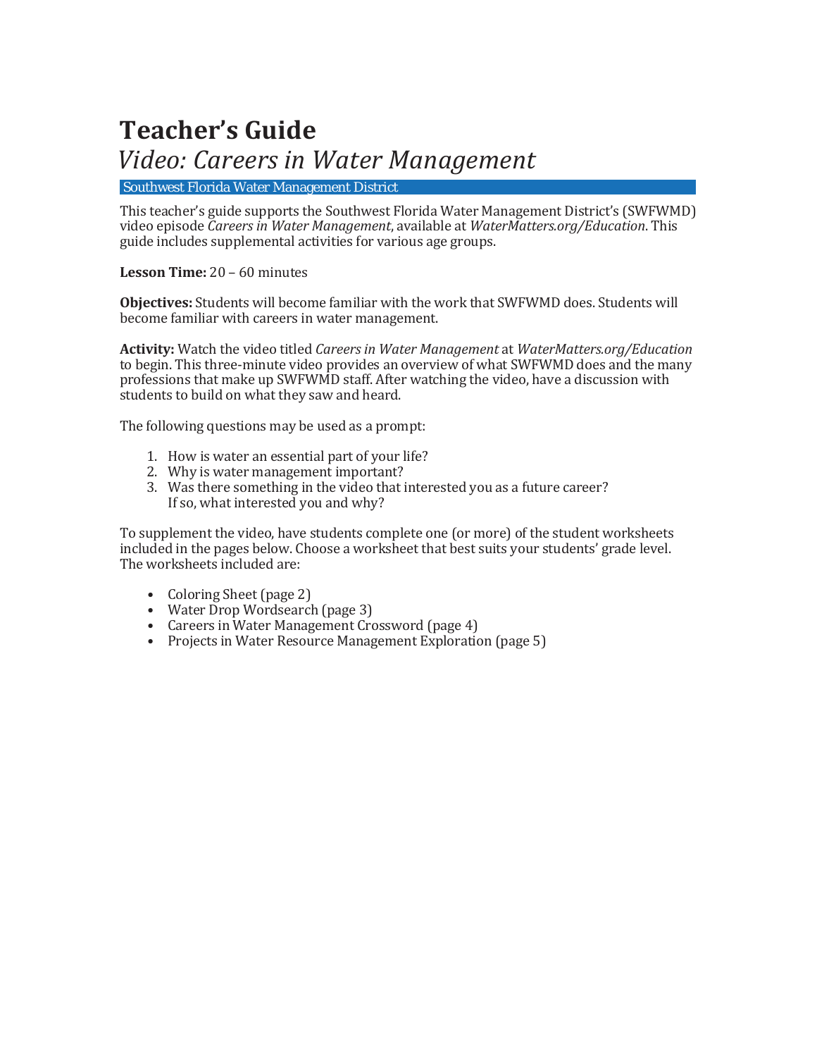# Teacher's Guide

## *Video: Careers in Water Management*

Southwest Florida Water Management District

This teacher's guide supports the Southwest Florida Water Management District's (SWFWMD) video episode *Careers in Water Management*, available at *WaterMatters.org/Education*. This guide includes supplemental activities for various age groups.

**Lesson Time:** 20 – 60 minutes

**Objectives:** Students will become familiar with the work that SWFWMD does. Students will become familiar with careers in water management.

**Activity:** Watch the video titled *Careers in Water Management* at *WaterMatters.org/Education* to begin. This three-minute video provides an overview of what SWFWMD does and the many professions that make up SWFWMD staff. After watching the video, have a discussion with students to build on what they saw and heard.

The following questions may be used as a prompt:

1. How is water an essential part of your life?
2. Why is water management important?
3. Was there something in the video that interested you as a future career? If so, what interested you and why?

To supplement the video, have students complete one (or more) of the student worksheets included in the pages below. Choose a worksheet that best suits your students' grade level. The worksheets included are:

- Coloring Sheet (page 2)
- Water Drop Wordsearch (page 3)
- Careers in Water Management Crossword (page 4)
- Projects in Water Resource Management Exploration (page 5)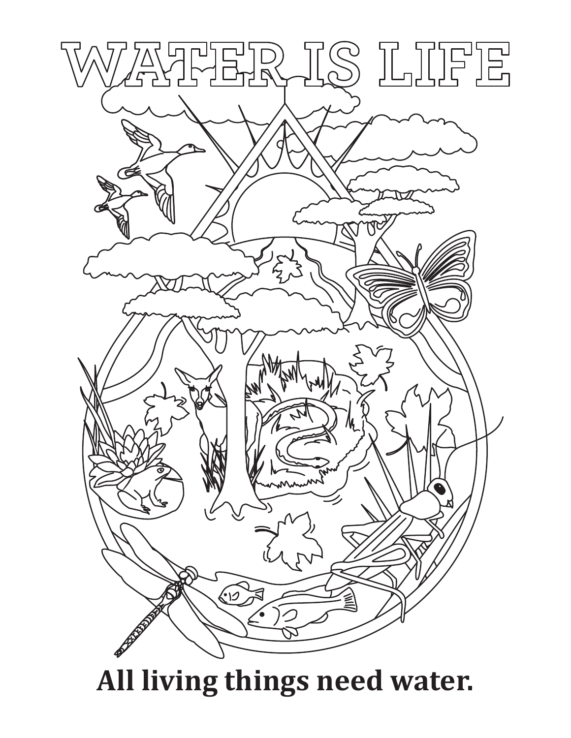# WATER IS LIFE

**All living things need water.**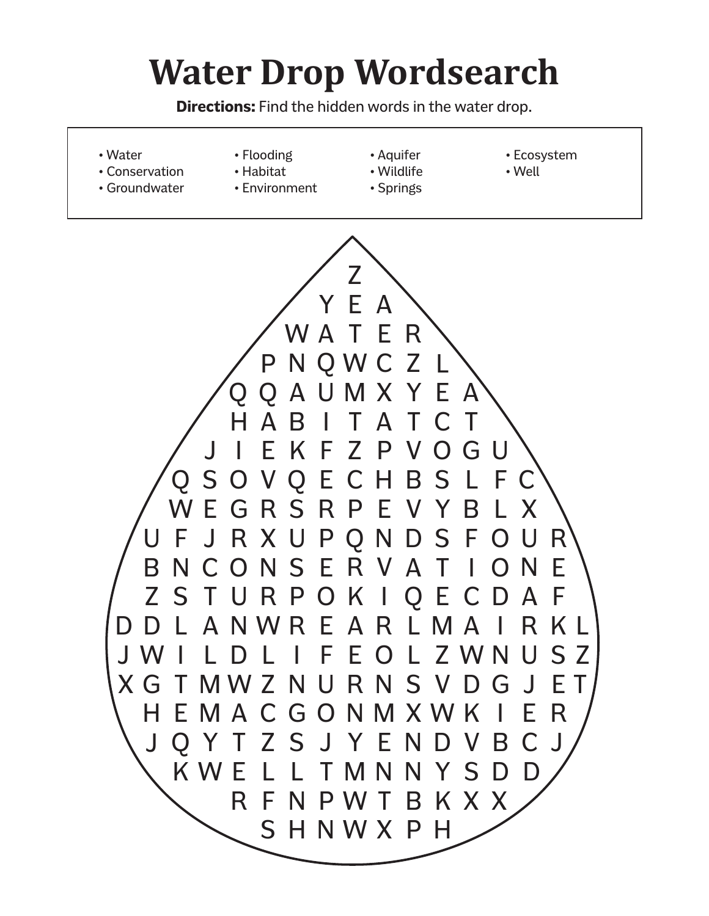# Water Drop Wordsearch

**Directions:** Find the hidden words in the water drop.

- Water
- Conservation
- Groundwater
- Flooding
- Habitat
- Environment
- Aquifer
- Wildlife
- Springs
- Ecosystem
- Well

```
              Z
             Y E A
            W A T E R
           P N Q W C Z L
          Q Q A U M X Y E A
          H A B I T A T C T
         J I E K F Z P V O G U
        Q S O V Q E C H B S L F C
        W E G R S R P E V Y B L X
       U F J R X U P Q N D S F O U R
       B N C O N S E R V A T I O N E
       Z S T U R P O K I Q E C D A F
      D D L A N W R E A R L M A I R K L
      J W I L D L I F E O L Z W N U S Z
      X G T M W Z N U R N S V D G J E T
       H E M A C G O N M X W K I E R
       J Q Y T Z S J Y E N D V B C J
        K W E L L T M N N Y S D D
          R F N P W T B K X X
           S H N W X P H
```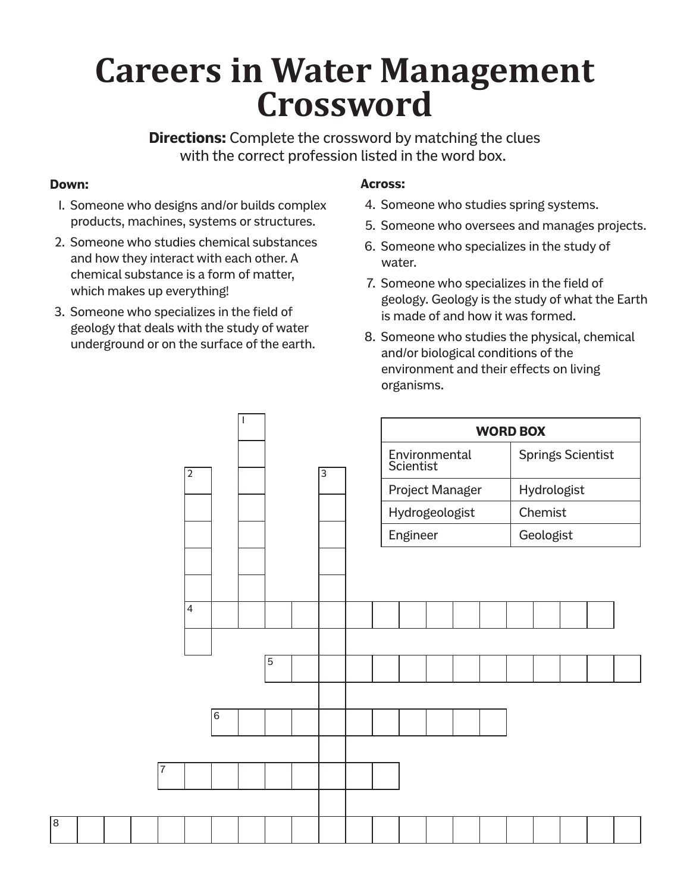# Careers in Water Management Crossword

**Directions:** Complete the crossword by matching the clues with the correct profession listed in the word box.

**Down:**

1. Someone who designs and/or builds complex products, machines, systems or structures.
2. Someone who studies chemical substances and how they interact with each other. A chemical substance is a form of matter, which makes up everything!
3. Someone who specializes in the field of geology that deals with the study of water underground or on the surface of the earth.

**Across:**

4. Someone who studies spring systems.
5. Someone who oversees and manages projects.
6. Someone who specializes in the study of water.
7. Someone who specializes in the field of geology. Geology is the study of what the Earth is made of and how it was formed.
8. Someone who studies the physical, chemical and/or biological conditions of the environment and their effects on living organisms.

| WORD BOX | |
|---|---|
| Environmental Scientist | Springs Scientist |
| Project Manager | Hydrologist |
| Hydrogeologist | Chemist |
| Engineer | Geologist |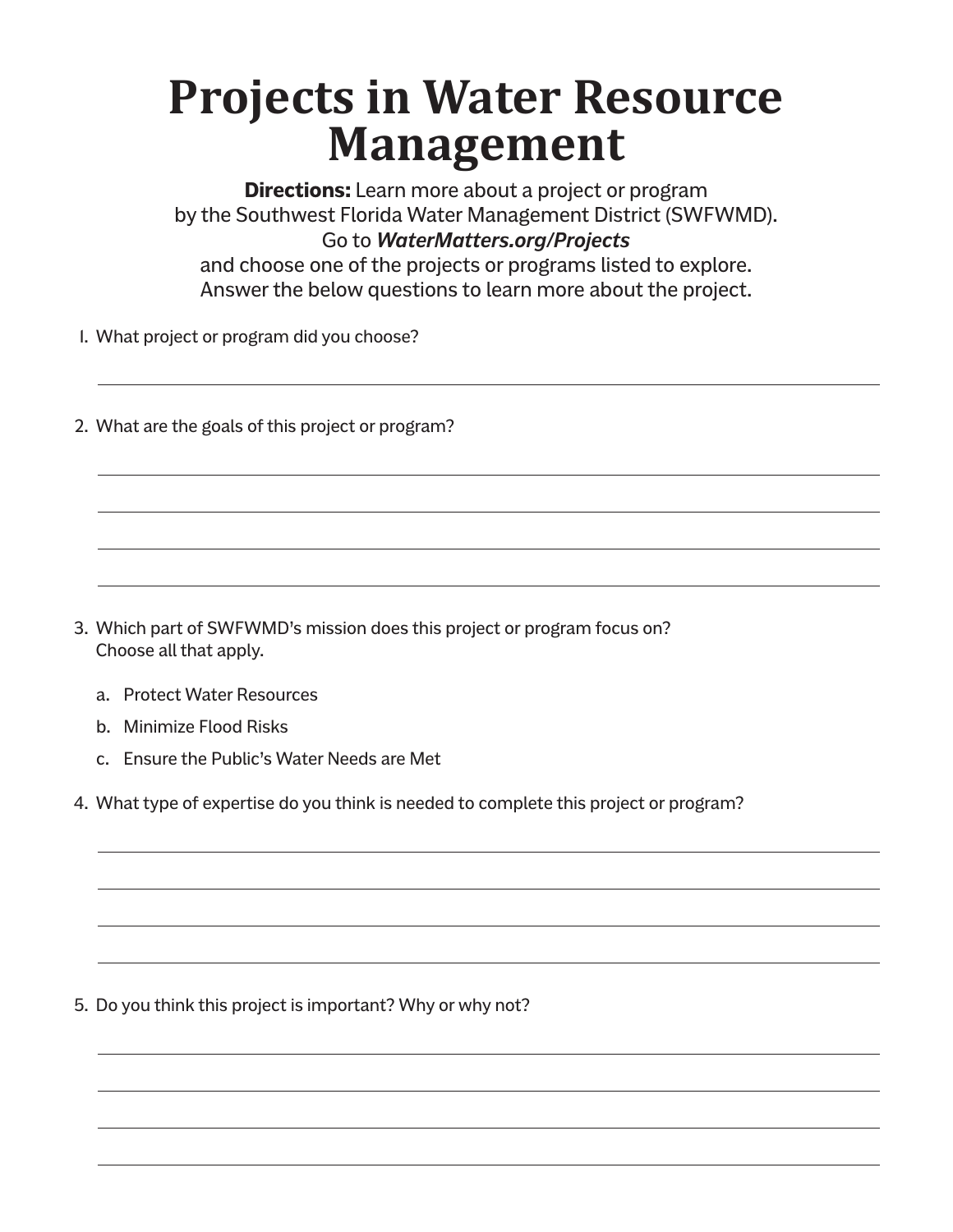# Projects in Water Resource Management

**Directions:** Learn more about a project or program by the Southwest Florida Water Management District (SWFWMD). Go to ***WaterMatters.org/Projects*** and choose one of the projects or programs listed to explore. Answer the below questions to learn more about the project.

1. What project or program did you choose?

   ______________________________________________________________

2. What are the goals of this project or program?

   ______________________________________________________________

   ______________________________________________________________

   ______________________________________________________________

   ______________________________________________________________

3. Which part of SWFWMD's mission does this project or program focus on? Choose all that apply.

   a. Protect Water Resources

   b. Minimize Flood Risks

   c. Ensure the Public's Water Needs are Met

4. What type of expertise do you think is needed to complete this project or program?

   ______________________________________________________________

   ______________________________________________________________

   ______________________________________________________________

   ______________________________________________________________

5. Do you think this project is important? Why or why not?

   ______________________________________________________________

   ______________________________________________________________

   ______________________________________________________________

   ______________________________________________________________